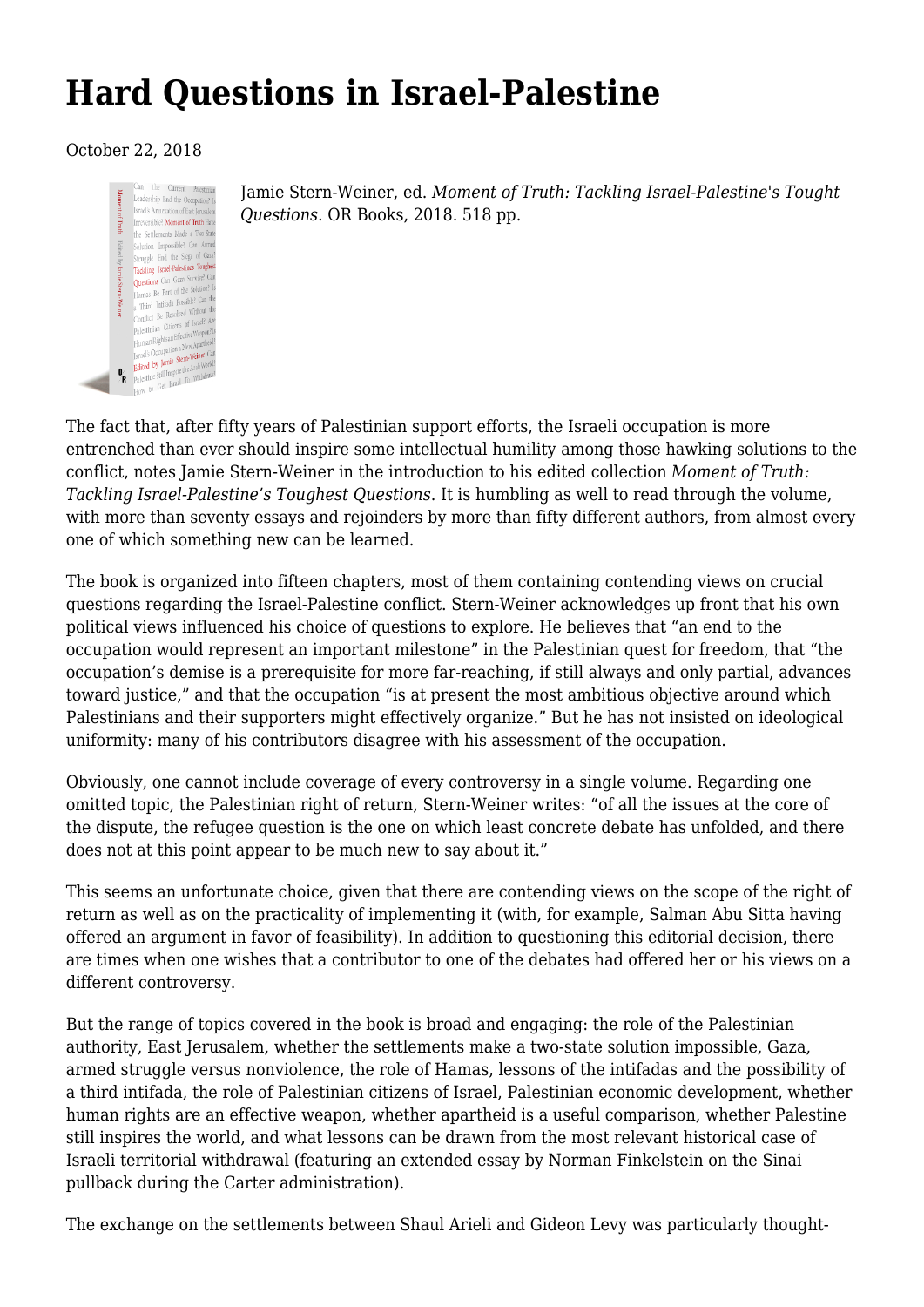# Hard Questions in Israel-Palestine

October 22, 2018

Jamie Stern-Weiner, ed. *Moment of Truth: Tackling Israel-Palestine's Tought Questions*. OR Books, 2018. 518 pp.

The fact that, after fifty years of Palestinian support efforts, the Israeli occupation is more entrenched than ever should inspire some intellectual humility among those hawking solutions to the conflict, notes Jamie Stern-Weiner in the introduction to his edited collection *Moment of Truth: Tackling Israel-Palestine's Toughest Questions*. It is humbling as well to read through the volume, with more than seventy essays and rejoinders by more than fifty different authors, from almost every one of which something new can be learned.

The book is organized into fifteen chapters, most of them containing contending views on crucial questions regarding the Israel-Palestine conflict. Stern-Weiner acknowledges up front that his own political views influenced his choice of questions to explore. He believes that "an end to the occupation would represent an important milestone" in the Palestinian quest for freedom, that "the occupation's demise is a prerequisite for more far-reaching, if still always and only partial, advances toward justice," and that the occupation "is at present the most ambitious objective around which Palestinians and their supporters might effectively organize." But he has not insisted on ideological uniformity: many of his contributors disagree with his assessment of the occupation.

Obviously, one cannot include coverage of every controversy in a single volume. Regarding one omitted topic, the Palestinian right of return, Stern-Weiner writes: "of all the issues at the core of the dispute, the refugee question is the one on which least concrete debate has unfolded, and there does not at this point appear to be much new to say about it."

This seems an unfortunate choice, given that there are contending views on the scope of the right of return as well as on the practicality of implementing it (with, for example, Salman Abu Sitta having offered an argument in favor of feasibility). In addition to questioning this editorial decision, there are times when one wishes that a contributor to one of the debates had offered her or his views on a different controversy.

But the range of topics covered in the book is broad and engaging: the role of the Palestinian authority, East Jerusalem, whether the settlements make a two-state solution impossible, Gaza, armed struggle versus nonviolence, the role of Hamas, lessons of the intifadas and the possibility of a third intifada, the role of Palestinian citizens of Israel, Palestinian economic development, whether human rights are an effective weapon, whether apartheid is a useful comparison, whether Palestine still inspires the world, and what lessons can be drawn from the most relevant historical case of Israeli territorial withdrawal (featuring an extended essay by Norman Finkelstein on the Sinai pullback during the Carter administration).

The exchange on the settlements between Shaul Arieli and Gideon Levy was particularly thought-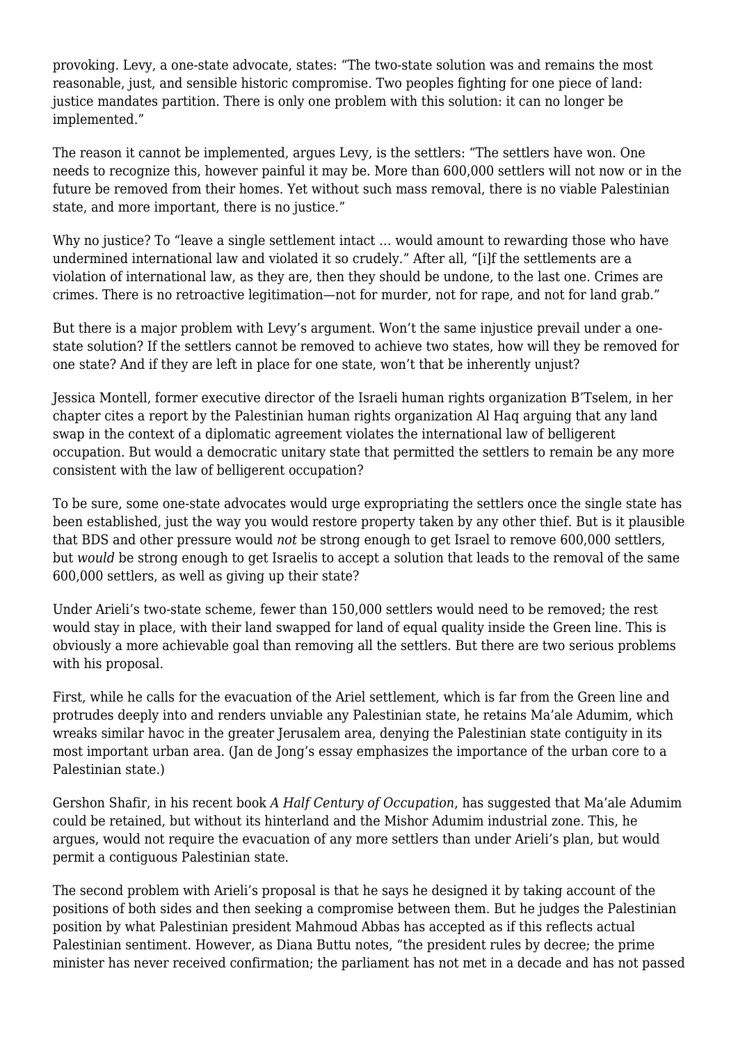provoking. Levy, a one-state advocate, states: "The two-state solution was and remains the most reasonable, just, and sensible historic compromise. Two peoples fighting for one piece of land: justice mandates partition. There is only one problem with this solution: it can no longer be implemented."

The reason it cannot be implemented, argues Levy, is the settlers: "The settlers have won. One needs to recognize this, however painful it may be. More than 600,000 settlers will not now or in the future be removed from their homes. Yet without such mass removal, there is no viable Palestinian state, and more important, there is no justice."

Why no justice? To "leave a single settlement intact … would amount to rewarding those who have undermined international law and violated it so crudely." After all, "[i]f the settlements are a violation of international law, as they are, then they should be undone, to the last one. Crimes are crimes. There is no retroactive legitimation—not for murder, not for rape, and not for land grab."

But there is a major problem with Levy's argument. Won't the same injustice prevail under a one-state solution? If the settlers cannot be removed to achieve two states, how will they be removed for one state? And if they are left in place for one state, won't that be inherently unjust?

Jessica Montell, former executive director of the Israeli human rights organization B'Tselem, in her chapter cites a report by the Palestinian human rights organization Al Haq arguing that any land swap in the context of a diplomatic agreement violates the international law of belligerent occupation. But would a democratic unitary state that permitted the settlers to remain be any more consistent with the law of belligerent occupation?

To be sure, some one-state advocates would urge expropriating the settlers once the single state has been established, just the way you would restore property taken by any other thief. But is it plausible that BDS and other pressure would *not* be strong enough to get Israel to remove 600,000 settlers, but *would* be strong enough to get Israelis to accept a solution that leads to the removal of the same 600,000 settlers, as well as giving up their state?

Under Arieli's two-state scheme, fewer than 150,000 settlers would need to be removed; the rest would stay in place, with their land swapped for land of equal quality inside the Green line. This is obviously a more achievable goal than removing all the settlers. But there are two serious problems with his proposal.

First, while he calls for the evacuation of the Ariel settlement, which is far from the Green line and protrudes deeply into and renders unviable any Palestinian state, he retains Ma'ale Adumim, which wreaks similar havoc in the greater Jerusalem area, denying the Palestinian state contiguity in its most important urban area. (Jan de Jong's essay emphasizes the importance of the urban core to a Palestinian state.)

Gershon Shafir, in his recent book *A Half Century of Occupation*, has suggested that Ma'ale Adumim could be retained, but without its hinterland and the Mishor Adumim industrial zone. This, he argues, would not require the evacuation of any more settlers than under Arieli's plan, but would permit a contiguous Palestinian state.

The second problem with Arieli's proposal is that he says he designed it by taking account of the positions of both sides and then seeking a compromise between them. But he judges the Palestinian position by what Palestinian president Mahmoud Abbas has accepted as if this reflects actual Palestinian sentiment. However, as Diana Buttu notes, "the president rules by decree; the prime minister has never received confirmation; the parliament has not met in a decade and has not passed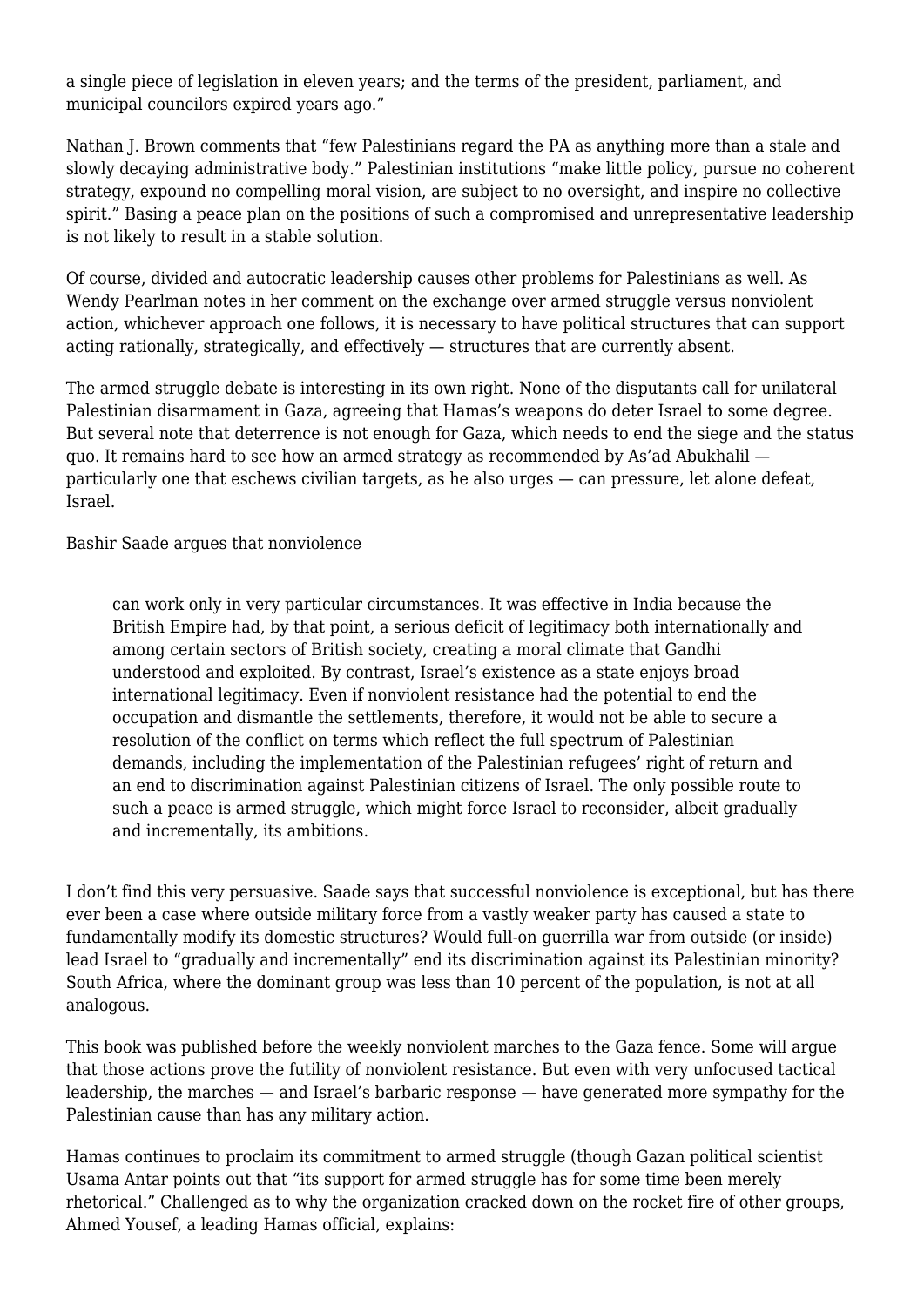a single piece of legislation in eleven years; and the terms of the president, parliament, and municipal councilors expired years ago."

Nathan J. Brown comments that "few Palestinians regard the PA as anything more than a stale and slowly decaying administrative body." Palestinian institutions "make little policy, pursue no coherent strategy, expound no compelling moral vision, are subject to no oversight, and inspire no collective spirit." Basing a peace plan on the positions of such a compromised and unrepresentative leadership is not likely to result in a stable solution.

Of course, divided and autocratic leadership causes other problems for Palestinians as well. As Wendy Pearlman notes in her comment on the exchange over armed struggle versus nonviolent action, whichever approach one follows, it is necessary to have political structures that can support acting rationally, strategically, and effectively — structures that are currently absent.

The armed struggle debate is interesting in its own right. None of the disputants call for unilateral Palestinian disarmament in Gaza, agreeing that Hamas's weapons do deter Israel to some degree. But several note that deterrence is not enough for Gaza, which needs to end the siege and the status quo. It remains hard to see how an armed strategy as recommended by As'ad Abukhalil — particularly one that eschews civilian targets, as he also urges — can pressure, let alone defeat, Israel.

Bashir Saade argues that nonviolence

> can work only in very particular circumstances. It was effective in India because the British Empire had, by that point, a serious deficit of legitimacy both internationally and among certain sectors of British society, creating a moral climate that Gandhi understood and exploited. By contrast, Israel's existence as a state enjoys broad international legitimacy. Even if nonviolent resistance had the potential to end the occupation and dismantle the settlements, therefore, it would not be able to secure a resolution of the conflict on terms which reflect the full spectrum of Palestinian demands, including the implementation of the Palestinian refugees' right of return and an end to discrimination against Palestinian citizens of Israel. The only possible route to such a peace is armed struggle, which might force Israel to reconsider, albeit gradually and incrementally, its ambitions.

I don't find this very persuasive. Saade says that successful nonviolence is exceptional, but has there ever been a case where outside military force from a vastly weaker party has caused a state to fundamentally modify its domestic structures? Would full-on guerrilla war from outside (or inside) lead Israel to "gradually and incrementally" end its discrimination against its Palestinian minority? South Africa, where the dominant group was less than 10 percent of the population, is not at all analogous.

This book was published before the weekly nonviolent marches to the Gaza fence. Some will argue that those actions prove the futility of nonviolent resistance. But even with very unfocused tactical leadership, the marches — and Israel's barbaric response — have generated more sympathy for the Palestinian cause than has any military action.

Hamas continues to proclaim its commitment to armed struggle (though Gazan political scientist Usama Antar points out that "its support for armed struggle has for some time been merely rhetorical." Challenged as to why the organization cracked down on the rocket fire of other groups, Ahmed Yousef, a leading Hamas official, explains: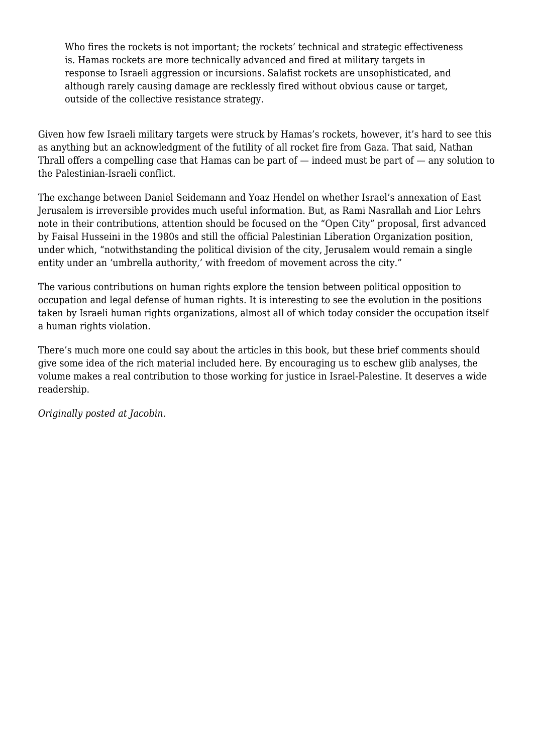> Who fires the rockets is not important; the rockets' technical and strategic effectiveness is. Hamas rockets are more technically advanced and fired at military targets in response to Israeli aggression or incursions. Salafist rockets are unsophisticated, and although rarely causing damage are recklessly fired without obvious cause or target, outside of the collective resistance strategy.

Given how few Israeli military targets were struck by Hamas's rockets, however, it's hard to see this as anything but an acknowledgment of the futility of all rocket fire from Gaza. That said, Nathan Thrall offers a compelling case that Hamas can be part of — indeed must be part of — any solution to the Palestinian-Israeli conflict.

The exchange between Daniel Seidemann and Yoaz Hendel on whether Israel's annexation of East Jerusalem is irreversible provides much useful information. But, as Rami Nasrallah and Lior Lehrs note in their contributions, attention should be focused on the "Open City" proposal, first advanced by Faisal Husseini in the 1980s and still the official Palestinian Liberation Organization position, under which, "notwithstanding the political division of the city, Jerusalem would remain a single entity under an 'umbrella authority,' with freedom of movement across the city."

The various contributions on human rights explore the tension between political opposition to occupation and legal defense of human rights. It is interesting to see the evolution in the positions taken by Israeli human rights organizations, almost all of which today consider the occupation itself a human rights violation.

There's much more one could say about the articles in this book, but these brief comments should give some idea of the rich material included here. By encouraging us to eschew glib analyses, the volume makes a real contribution to those working for justice in Israel-Palestine. It deserves a wide readership.

*Originally posted at Jacobin.*